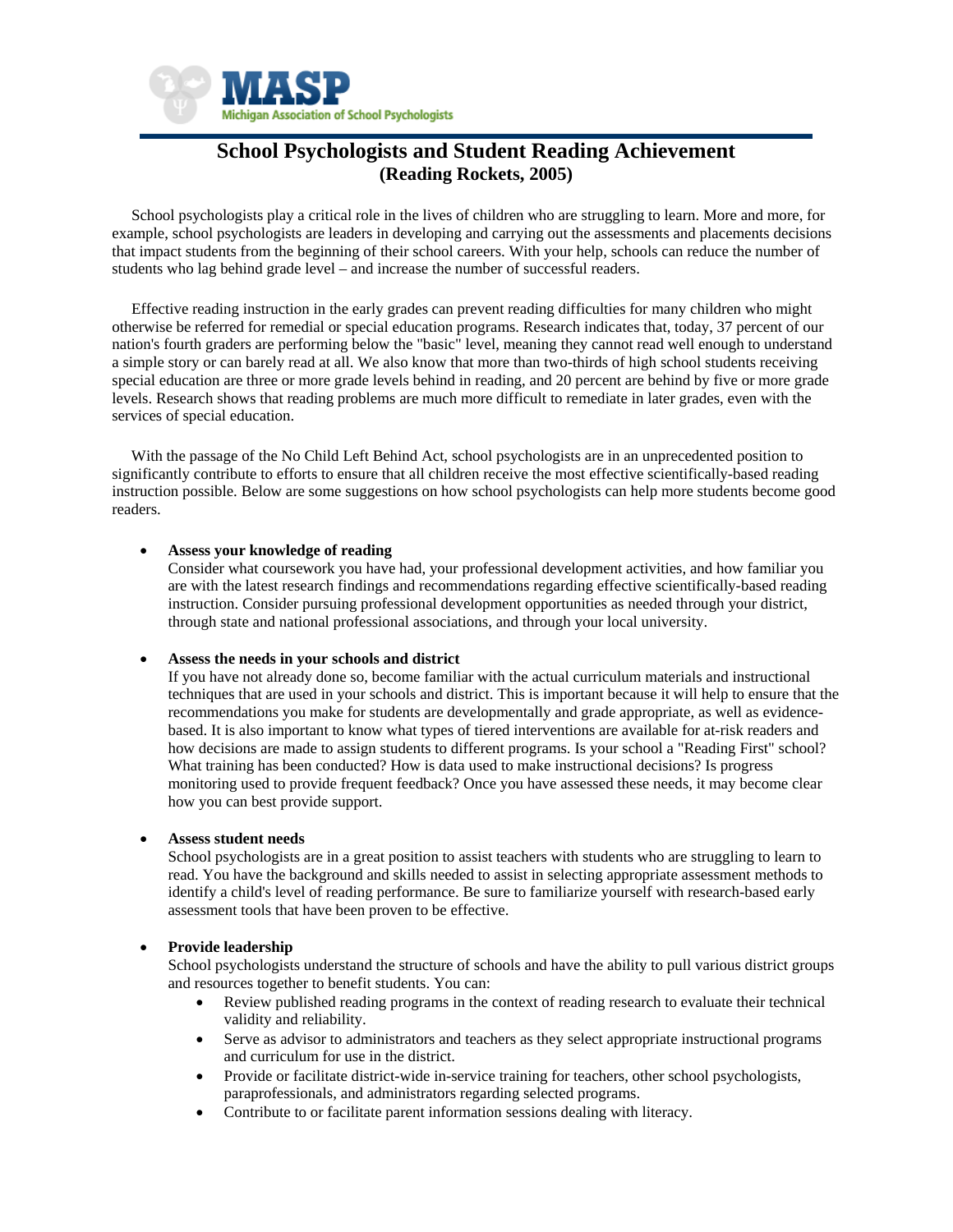MASP
Michigan Association of School Psychologists

# School Psychologists and Student Reading Achievement
## (Reading Rockets, 2005)

School psychologists play a critical role in the lives of children who are struggling to learn. More and more, for example, school psychologists are leaders in developing and carrying out the assessments and placements decisions that impact students from the beginning of their school careers. With your help, schools can reduce the number of students who lag behind grade level – and increase the number of successful readers.

Effective reading instruction in the early grades can prevent reading difficulties for many children who might otherwise be referred for remedial or special education programs. Research indicates that, today, 37 percent of our nation's fourth graders are performing below the "basic" level, meaning they cannot read well enough to understand a simple story or can barely read at all. We also know that more than two-thirds of high school students receiving special education are three or more grade levels behind in reading, and 20 percent are behind by five or more grade levels. Research shows that reading problems are much more difficult to remediate in later grades, even with the services of special education.

With the passage of the No Child Left Behind Act, school psychologists are in an unprecedented position to significantly contribute to efforts to ensure that all children receive the most effective scientifically-based reading instruction possible. Below are some suggestions on how school psychologists can help more students become good readers.

- **Assess your knowledge of reading**
  Consider what coursework you have had, your professional development activities, and how familiar you are with the latest research findings and recommendations regarding effective scientifically-based reading instruction. Consider pursuing professional development opportunities as needed through your district, through state and national professional associations, and through your local university.

- **Assess the needs in your schools and district**
  If you have not already done so, become familiar with the actual curriculum materials and instructional techniques that are used in your schools and district. This is important because it will help to ensure that the recommendations you make for students are developmentally and grade appropriate, as well as evidence-based. It is also important to know what types of tiered interventions are available for at-risk readers and how decisions are made to assign students to different programs. Is your school a "Reading First" school? What training has been conducted? How is data used to make instructional decisions? Is progress monitoring used to provide frequent feedback? Once you have assessed these needs, it may become clear how you can best provide support.

- **Assess student needs**
  School psychologists are in a great position to assist teachers with students who are struggling to learn to read. You have the background and skills needed to assist in selecting appropriate assessment methods to identify a child's level of reading performance. Be sure to familiarize yourself with research-based early assessment tools that have been proven to be effective.

- **Provide leadership**
  School psychologists understand the structure of schools and have the ability to pull various district groups and resources together to benefit students. You can:
  - Review published reading programs in the context of reading research to evaluate their technical validity and reliability.
  - Serve as advisor to administrators and teachers as they select appropriate instructional programs and curriculum for use in the district.
  - Provide or facilitate district-wide in-service training for teachers, other school psychologists, paraprofessionals, and administrators regarding selected programs.
  - Contribute to or facilitate parent information sessions dealing with literacy.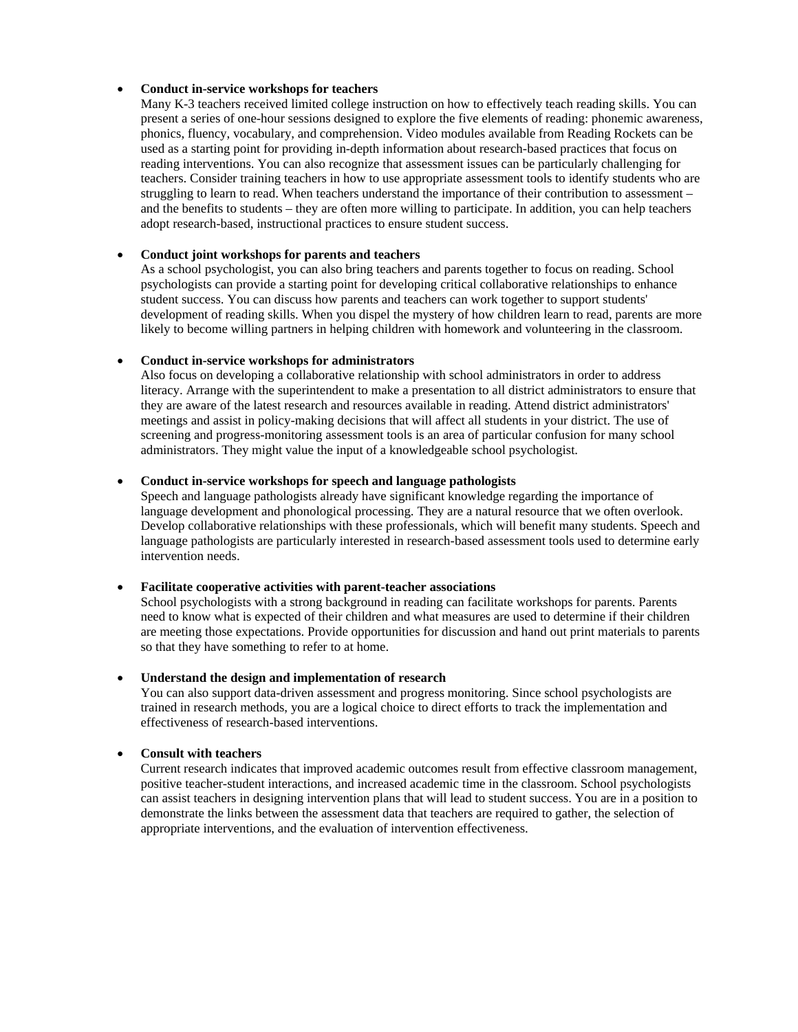- **Conduct in-service workshops for teachers**
  Many K-3 teachers received limited college instruction on how to effectively teach reading skills. You can present a series of one-hour sessions designed to explore the five elements of reading: phonemic awareness, phonics, fluency, vocabulary, and comprehension. Video modules available from Reading Rockets can be used as a starting point for providing in-depth information about research-based practices that focus on reading interventions. You can also recognize that assessment issues can be particularly challenging for teachers. Consider training teachers in how to use appropriate assessment tools to identify students who are struggling to learn to read. When teachers understand the importance of their contribution to assessment – and the benefits to students – they are often more willing to participate. In addition, you can help teachers adopt research-based, instructional practices to ensure student success.

- **Conduct joint workshops for parents and teachers**
  As a school psychologist, you can also bring teachers and parents together to focus on reading. School psychologists can provide a starting point for developing critical collaborative relationships to enhance student success. You can discuss how parents and teachers can work together to support students' development of reading skills. When you dispel the mystery of how children learn to read, parents are more likely to become willing partners in helping children with homework and volunteering in the classroom.

- **Conduct in-service workshops for administrators**
  Also focus on developing a collaborative relationship with school administrators in order to address literacy. Arrange with the superintendent to make a presentation to all district administrators to ensure that they are aware of the latest research and resources available in reading. Attend district administrators' meetings and assist in policy-making decisions that will affect all students in your district. The use of screening and progress-monitoring assessment tools is an area of particular confusion for many school administrators. They might value the input of a knowledgeable school psychologist.

- **Conduct in-service workshops for speech and language pathologists**
  Speech and language pathologists already have significant knowledge regarding the importance of language development and phonological processing. They are a natural resource that we often overlook. Develop collaborative relationships with these professionals, which will benefit many students. Speech and language pathologists are particularly interested in research-based assessment tools used to determine early intervention needs.

- **Facilitate cooperative activities with parent-teacher associations**
  School psychologists with a strong background in reading can facilitate workshops for parents. Parents need to know what is expected of their children and what measures are used to determine if their children are meeting those expectations. Provide opportunities for discussion and hand out print materials to parents so that they have something to refer to at home.

- **Understand the design and implementation of research**
  You can also support data-driven assessment and progress monitoring. Since school psychologists are trained in research methods, you are a logical choice to direct efforts to track the implementation and effectiveness of research-based interventions.

- **Consult with teachers**
  Current research indicates that improved academic outcomes result from effective classroom management, positive teacher-student interactions, and increased academic time in the classroom. School psychologists can assist teachers in designing intervention plans that will lead to student success. You are in a position to demonstrate the links between the assessment data that teachers are required to gather, the selection of appropriate interventions, and the evaluation of intervention effectiveness.